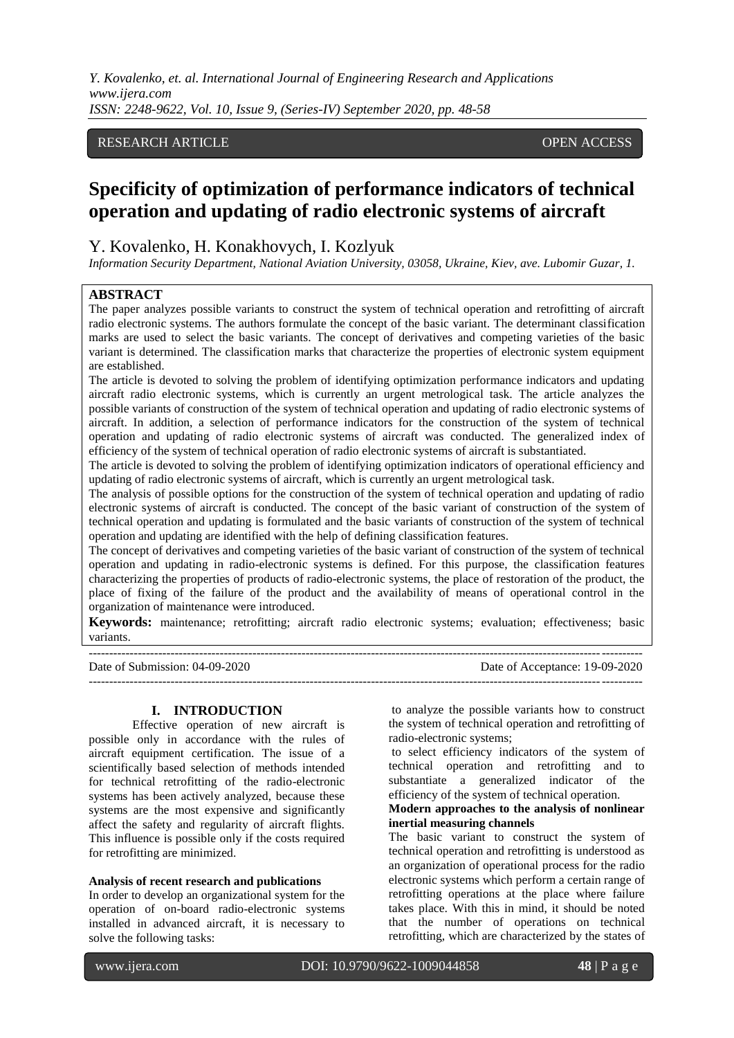RESEARCH ARTICLE OPEN ACCESS

# Specificity of optimization of performance indicators of technical operation and updating of radio electronic systems of aircraft

Y. Kovalenko, H. Konakhovych, I. Kozlyuk

*Information Security Department, National Aviation University, 03058, Ukraine, Kiev, ave. Lubomir Guzar, 1.*

## ABSTRACT

The paper analyzes possible variants to construct the system of technical operation and retrofitting of aircraft radio electronic systems. The authors formulate the concept of the basic variant. The determinant classification marks are used to select the basic variants. The concept of derivatives and competing varieties of the basic variant is determined. The classification marks that characterize the properties of electronic system equipment are established.

The article is devoted to solving the problem of identifying optimization performance indicators and updating aircraft radio electronic systems, which is currently an urgent metrological task. The article analyzes the possible variants of construction of the system of technical operation and updating of radio electronic systems of aircraft. In addition, a selection of performance indicators for the construction of the system of technical operation and updating of radio electronic systems of aircraft was conducted. The generalized index of efficiency of the system of technical operation of radio electronic systems of aircraft is substantiated.

The article is devoted to solving the problem of identifying optimization indicators of operational efficiency and updating of radio electronic systems of aircraft, which is currently an urgent metrological task.

The analysis of possible options for the construction of the system of technical operation and updating of radio electronic systems of aircraft is conducted. The concept of the basic variant of construction of the system of technical operation and updating is formulated and the basic variants of construction of the system of technical operation and updating are identified with the help of defining classification features.

The concept of derivatives and competing varieties of the basic variant of construction of the system of technical operation and updating in radio-electronic systems is defined. For this purpose, the classification features characterizing the properties of products of radio-electronic systems, the place of restoration of the product, the place of fixing of the failure of the product and the availability of means of operational control in the organization of maintenance were introduced.

**Keywords:** maintenance; retrofitting; aircraft radio electronic systems; evaluation; effectiveness; basic variants.

Date of Submission: 04-09-2020 Date of Acceptance: 19-09-2020

## I. INTRODUCTION

Effective operation of new aircraft is possible only in accordance with the rules of aircraft equipment certification. The issue of a scientifically based selection of methods intended for technical retrofitting of the radio-electronic systems has been actively analyzed, because these systems are the most expensive and significantly affect the safety and regularity of aircraft flights. This influence is possible only if the costs required for retrofitting are minimized.

**Analysis of recent research and publications**

In order to develop an organizational system for the operation of on-board radio-electronic systems installed in advanced aircraft, it is necessary to solve the following tasks:

- to analyze the possible variants how to construct the system of technical operation and retrofitting of radio-electronic systems;
- to select efficiency indicators of the system of technical operation and retrofitting and to substantiate a generalized indicator of the efficiency of the system of technical operation.

**Modern approaches to the analysis of nonlinear inertial measuring channels**

The basic variant to construct the system of technical operation and retrofitting is understood as an organization of operational process for the radio electronic systems which perform a certain range of retrofitting operations at the place where failure takes place. With this in mind, it should be noted that the number of operations on technical retrofitting, which are characterized by the states of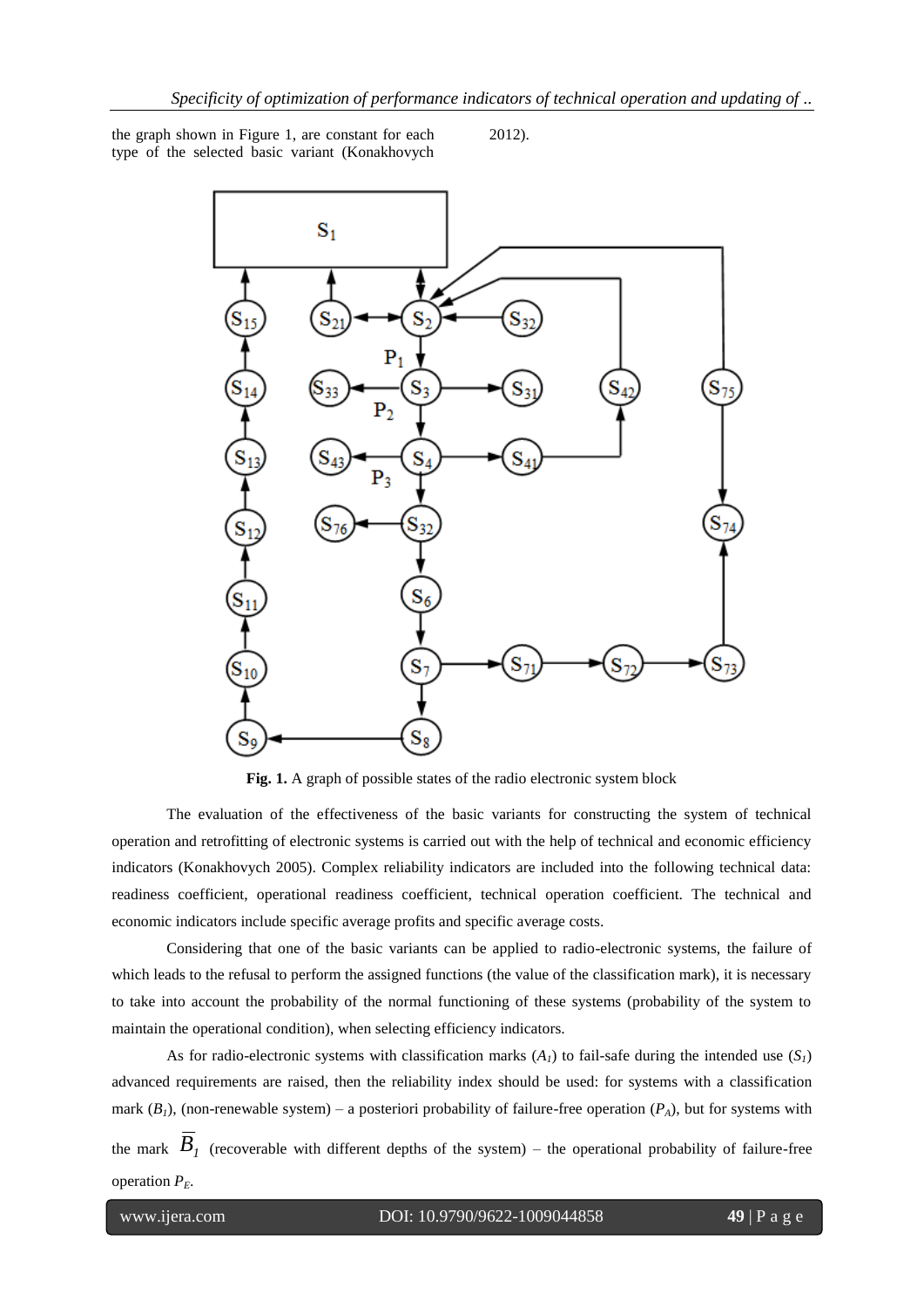the graph shown in Figure 1, are constant for each type of the selected basic variant (Konakhovych 2012).

**Fig. 1.** A graph of possible states of the radio electronic system block

The evaluation of the effectiveness of the basic variants for constructing the system of technical operation and retrofitting of electronic systems is carried out with the help of technical and economic efficiency indicators (Konakhovych 2005). Complex reliability indicators are included into the following technical data: readiness coefficient, operational readiness coefficient, technical operation coefficient. The technical and economic indicators include specific average profits and specific average costs.

Considering that one of the basic variants can be applied to radio-electronic systems, the failure of which leads to the refusal to perform the assigned functions (the value of the classification mark), it is necessary to take into account the probability of the normal functioning of these systems (probability of the system to maintain the operational condition), when selecting efficiency indicators.

As for radio-electronic systems with classification marks ($A_1$) to fail-safe during the intended use ($S_1$) advanced requirements are raised, then the reliability index should be used: for systems with a classification mark ($B_1$), (non-renewable system) – a posteriori probability of failure-free operation ($P_A$), but for systems with the mark $\overline{B}_1$ (recoverable with different depths of the system) – the operational probability of failure-free operation $P_E$.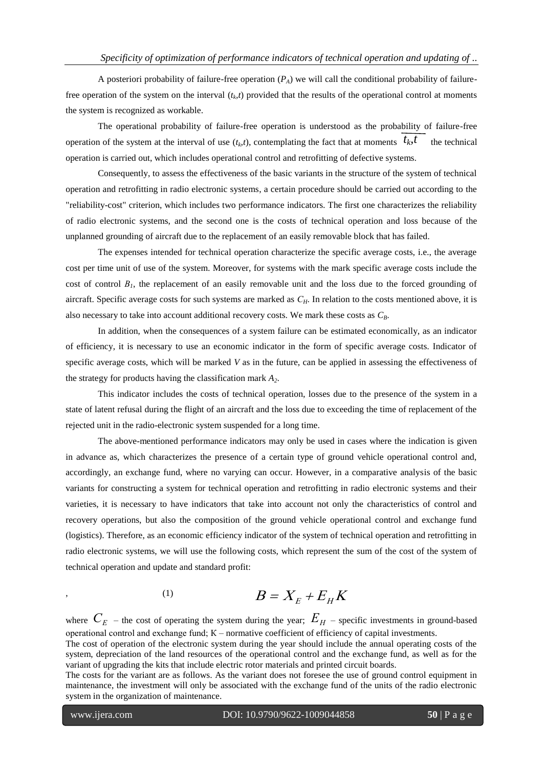A posteriori probability of failure-free operation ($P_A$) we will call the conditional probability of failure-free operation of the system on the interval ($t_k$,$t$) provided that the results of the operational control at moments the system is recognized as workable.

The operational probability of failure-free operation is understood as the probability of failure-free operation of the system at the interval of use ($t_k$,$t$), contemplating the fact that at moments $\overline{t_k, t}$ the technical operation is carried out, which includes operational control and retrofitting of defective systems.

Consequently, to assess the effectiveness of the basic variants in the structure of the system of technical operation and retrofitting in radio electronic systems, a certain procedure should be carried out according to the "reliability-cost" criterion, which includes two performance indicators. The first one characterizes the reliability of radio electronic systems, and the second one is the costs of technical operation and loss because of the unplanned grounding of aircraft due to the replacement of an easily removable block that has failed.

The expenses intended for technical operation characterize the specific average costs, i.e., the average cost per time unit of use of the system. Moreover, for systems with the mark specific average costs include the cost of control $B_1$, the replacement of an easily removable unit and the loss due to the forced grounding of aircraft. Specific average costs for such systems are marked as $C_H$. In relation to the costs mentioned above, it is also necessary to take into account additional recovery costs. We mark these costs as $C_B$.

In addition, when the consequences of a system failure can be estimated economically, as an indicator of efficiency, it is necessary to use an economic indicator in the form of specific average costs. Indicator of specific average costs, which will be marked *V* as in the future, can be applied in assessing the effectiveness of the strategy for products having the classification mark $A_2$.

This indicator includes the costs of technical operation, losses due to the presence of the system in a state of latent refusal during the flight of an aircraft and the loss due to exceeding the time of replacement of the rejected unit in the radio-electronic system suspended for a long time.

The above-mentioned performance indicators may only be used in cases where the indication is given in advance as, which characterizes the presence of a certain type of ground vehicle operational control and, accordingly, an exchange fund, where no varying can occur. However, in a comparative analysis of the basic variants for constructing a system for technical operation and retrofitting in radio electronic systems and their varieties, it is necessary to have indicators that take into account not only the characteristics of control and recovery operations, but also the composition of the ground vehicle operational control and exchange fund (logistics). Therefore, as an economic efficiency indicator of the system of technical operation and retrofitting in radio electronic systems, we will use the following costs, which represent the sum of the cost of the system of technical operation and update and standard profit:

$$B = X_E + E_H K \quad (1)$$

where $C_E$ – the cost of operating the system during the year; $E_H$ – specific investments in ground-based operational control and exchange fund; K – normative coefficient of efficiency of capital investments.

The cost of operation of the electronic system during the year should include the annual operating costs of the system, depreciation of the land resources of the operational control and the exchange fund, as well as for the variant of upgrading the kits that include electric rotor materials and printed circuit boards.

The costs for the variant are as follows. As the variant does not foresee the use of ground control equipment in maintenance, the investment will only be associated with the exchange fund of the units of the radio electronic system in the organization of maintenance.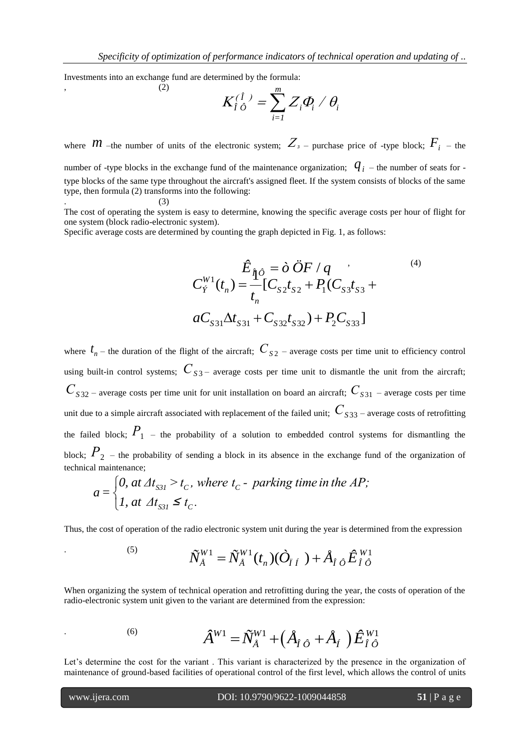Investments into an exchange fund are determined by the formula:

, (2)

$$K_{\hat{I}\,\hat{O}}^{(\hat{I}\,)} = \sum_{i=1}^{m} Z_i \Phi_i / \theta_i$$

where $m$ –the number of units of the electronic system; $Z_з$ – purchase price of -type block; $F_i$ – the number of -type blocks in the exchange fund of the maintenance organization; $q_i$ – the number of seats for -type blocks of the same type throughout the aircraft's assigned fleet. If the system consists of blocks of the same type, then formula (2) transforms into the following:

. (3)

$$\hat{E}_{\hat{I}\hat{O}} = \grave{o}\,\ddot{O}F / q$$

The cost of operating the system is easy to determine, knowing the specific average costs per hour of flight for one system (block radio-electronic system).

Specific average costs are determined by counting the graph depicted in Fig. 1, as follows:

$$C_{\acute{Y}}^{W1}(t_n) = \frac{1}{t_n}[C_{S2}t_{S2} + P_1(C_{S3}t_{S3} + aC_{S31}\Delta t_{S31} + C_{S32}t_{S32}) + P_2 C_{S33}] \quad (4)$$

where $t_n$ – the duration of the flight of the aircraft; $C_{S2}$ – average costs per time unit to efficiency control using built-in control systems; $C_{S3}$ – average costs per time unit to dismantle the unit from the aircraft; $C_{S32}$ – average costs per time unit for unit installation on board an aircraft; $C_{S31}$ – average costs per time unit due to a simple aircraft associated with replacement of the failed unit; $C_{S33}$ – average costs of retrofitting the failed block; $P_1$ – the probability of a solution to embedded control systems for dismantling the block; $P_2$ – the probability of sending a block in its absence in the exchange fund of the organization of technical maintenance;

$$a = \begin{cases} 0, \text{ at } \Delta t_{S31} > t_C, \text{ where } t_C \text{ - parking time in the AP;} \\ 1, \text{ at } \Delta t_{S31} \leq t_C. \end{cases}$$

Thus, the cost of operation of the radio electronic system unit during the year is determined from the expression

. (5)

$$\tilde{N}_{\AA}^{W1} = \tilde{N}_{\AA}^{W1}(t_n)(\grave{O}_{\ddot{I}\,\acute{I}}\,) + \AA_{\hat{I}\,\hat{O}}\hat{E}_{\hat{I}\,\hat{O}}^{W1}$$

When organizing the system of technical operation and retrofitting during the year, the costs of operation of the radio-electronic system unit given to the variant are determined from the expression:

. (6)

$$\hat{A}^{W1} = \tilde{N}_{\AA}^{W1} + \left(\AA_{\hat{I}\,\hat{O}} + \AA_{\acute{I}}\,\right)\hat{E}_{\hat{I}\,\hat{O}}^{W1}$$

Let's determine the cost for the variant . This variant is characterized by the presence in the organization of maintenance of ground-based facilities of operational control of the first level, which allows the control of units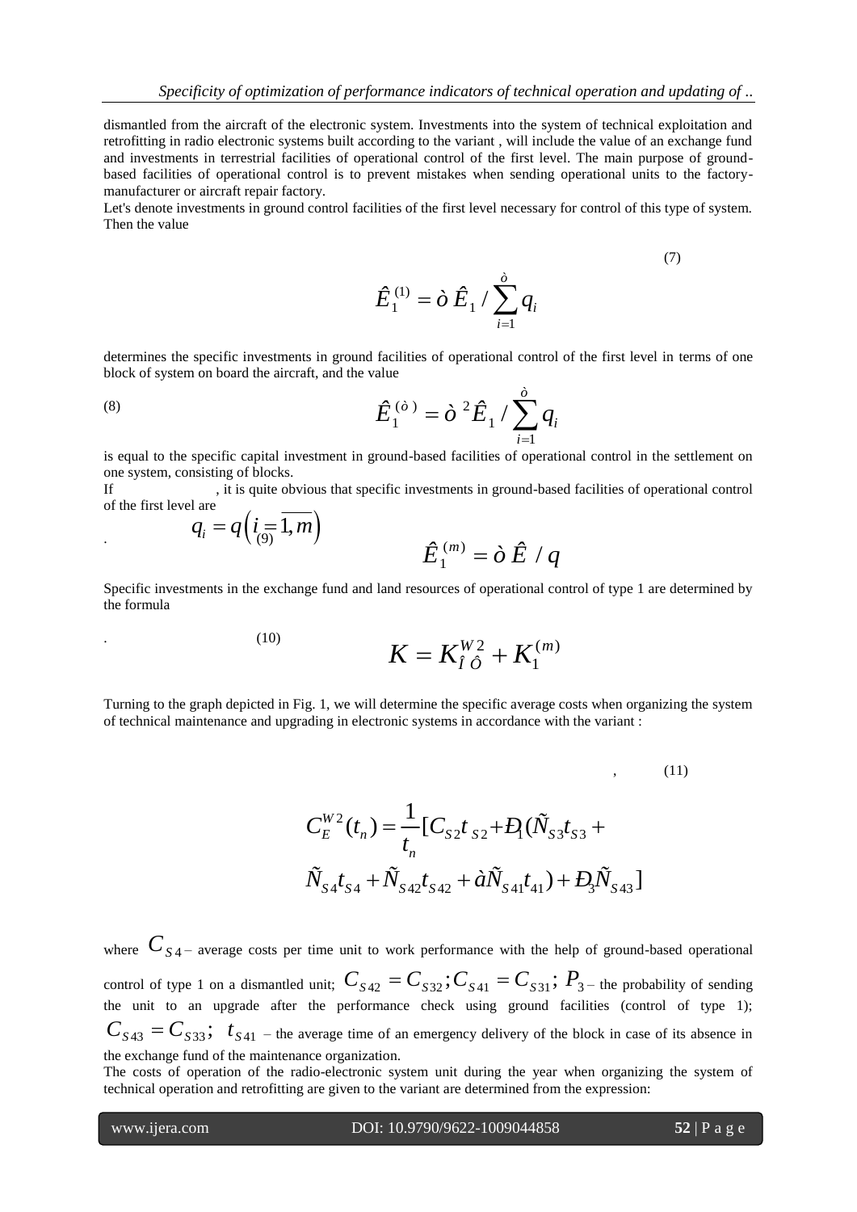dismantled from the aircraft of the electronic system. Investments into the system of technical exploitation and retrofitting in radio electronic systems built according to the variant , will include the value of an exchange fund and investments in terrestrial facilities of operational control of the first level. The main purpose of ground-based facilities of operational control is to prevent mistakes when sending operational units to the factory-manufacturer or aircraft repair factory.

Let's denote investments in ground control facilities of the first level necessary for control of this type of system. Then the value

$$\hat{E}_1^{(1)} = \grave{o}\,\hat{E}_1 / \sum_{i=1}^{\grave{o}} q_i \tag{7}$$

determines the specific investments in ground facilities of operational control of the first level in terms of one block of system on board the aircraft, and the value

$$\hat{E}_1^{(\grave{o})} = \grave{o}^{\,2}\hat{E}_1 / \sum_{i=1}^{\grave{o}} q_i \tag{8}$$

is equal to the specific capital investment in ground-based facilities of operational control in the settlement on one system, consisting of blocks.

If $q_i = q\left(i = \overline{1, m}\right)$, it is quite obvious that specific investments in ground-based facilities of operational control of the first level are

$$\hat{E}_1^{(m)} = \grave{o}\,\hat{E} / q \tag{9}$$

Specific investments in the exchange fund and land resources of operational control of type 1 are determined by the formula

$$K = K_{\hat{I}\,\hat{O}}^{W2} + K_1^{(m)} \tag{10}$$

Turning to the graph depicted in Fig. 1, we will determine the specific average costs when organizing the system of technical maintenance and upgrading in electronic systems in accordance with the variant :

$$C_E^{W2}(t_n) = \frac{1}{t_n}[C_{S2}t_{S2} + Đ_1(\tilde{N}_{S3}t_{S3} + \tilde{N}_{S4}t_{S4} + \tilde{N}_{S42}t_{S42} + \grave{a}\tilde{N}_{S41}t_{41}) + Đ_3\tilde{N}_{S43}], \tag{11}$$

where $C_{S4}$ – average costs per time unit to work performance with the help of ground-based operational control of type 1 on a dismantled unit; $C_{S42} = C_{S32}; C_{S41} = C_{S31};$ $P_3$ – the probability of sending the unit to an upgrade after the performance check using ground facilities (control of type 1); $C_{S43} = C_{S33};$ $t_{S41}$ – the average time of an emergency delivery of the block in case of its absence in the exchange fund of the maintenance organization.

The costs of operation of the radio-electronic system unit during the year when organizing the system of technical operation and retrofitting are given to the variant are determined from the expression: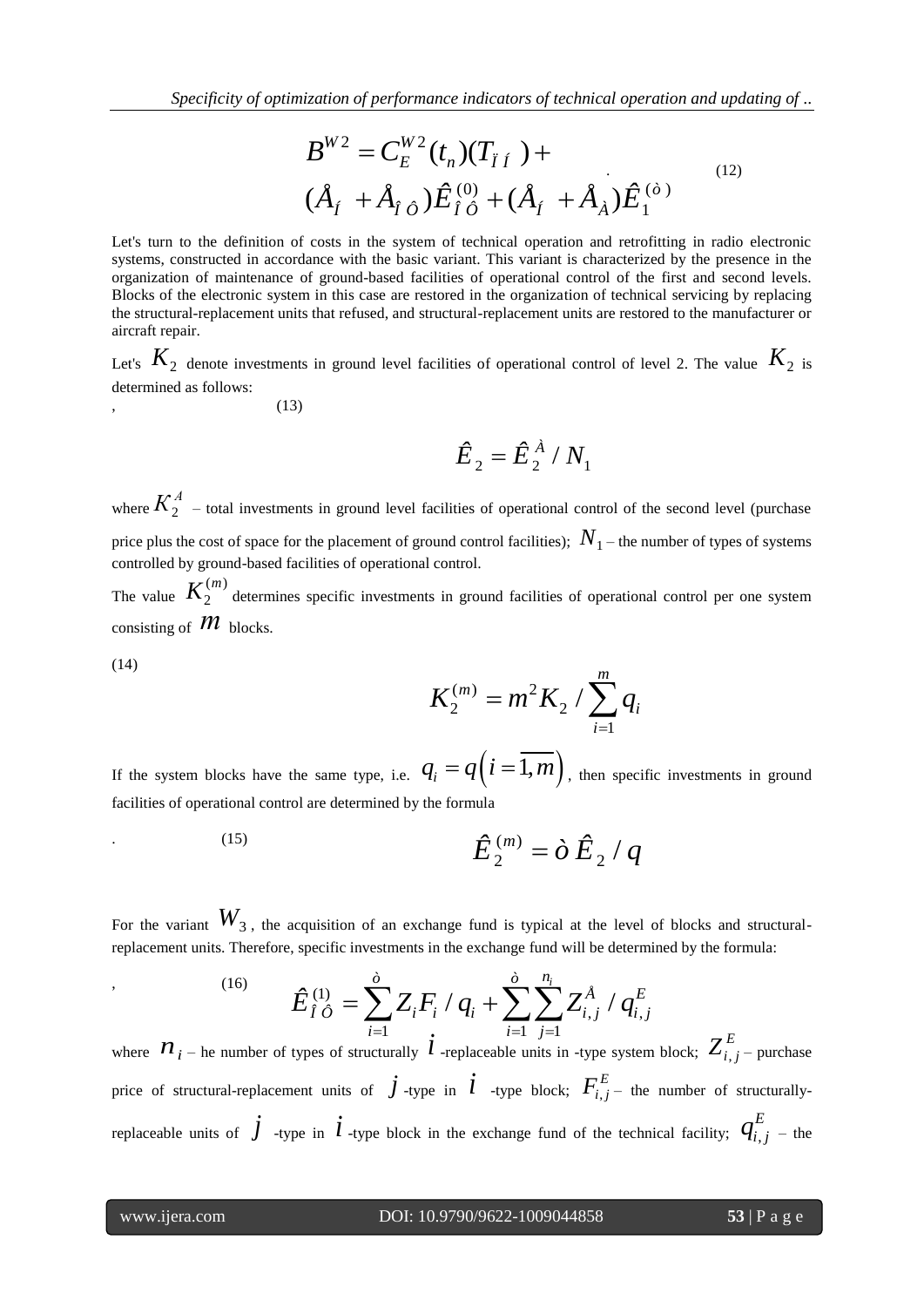$$B^{W2} = C_E^{W2}(t_n)(T_{\ddot{I}\acute{I}}) + (\mathring{A}_{\acute{I}} + \mathring{A}_{\hat{I}\hat{O}})\hat{E}_{\hat{I}\hat{O}}^{(0)} + (\mathring{A}_{\acute{I}} + \mathring{A}_{\grave{A}})\hat{E}_1^{(\grave{o})} \quad (12)$$

Let's turn to the definition of costs in the system of technical operation and retrofitting in radio electronic systems, constructed in accordance with the basic variant. This variant is characterized by the presence in the organization of maintenance of ground-based facilities of operational control of the first and second levels. Blocks of the electronic system in this case are restored in the organization of technical servicing by replacing the structural-replacement units that refused, and structural-replacement units are restored to the manufacturer or aircraft repair.

Let's $K_2$ denote investments in ground level facilities of operational control of level 2. The value $K_2$ is determined as follows:

$$\hat{E}_2 = \hat{E}_2^{\grave{A}} / N_1 \quad (13)$$

where $K_2^A$ – total investments in ground level facilities of operational control of the second level (purchase price plus the cost of space for the placement of ground control facilities); $N_1$ – the number of types of systems controlled by ground-based facilities of operational control.

The value $K_2^{(m)}$ determines specific investments in ground facilities of operational control per one system consisting of $m$ blocks.

$$K_2^{(m)} = m^2 K_2 / \sum_{i=1}^{m} q_i \quad (14)$$

If the system blocks have the same type, i.e. $q_i = q\left(i = \overline{1,m}\right)$, then specific investments in ground facilities of operational control are determined by the formula

$$\hat{E}_2^{(m)} = \grave{o}\,\hat{E}_2 / q \quad (15)$$

For the variant $W_3$, the acquisition of an exchange fund is typical at the level of blocks and structural-replacement units. Therefore, specific investments in the exchange fund will be determined by the formula:

$$\hat{E}_{\hat{I}\hat{O}}^{(1)} = \sum_{i=1}^{\grave{o}} Z_i F_i / q_i + \sum_{i=1}^{\grave{o}} \sum_{j=1}^{n_i} Z_{i,j}^{\grave{A}} / q_{i,j}^E \quad (16)$$

where $n_i$ – he number of types of structurally $i$-replaceable units in -type system block; $Z_{i,j}^E$ – purchase price of structural-replacement units of $j$-type in $i$-type block; $F_{i,j}^E$ – the number of structurally-replaceable units of $j$-type in $i$-type block in the exchange fund of the technical facility; $q_{i,j}^E$ – the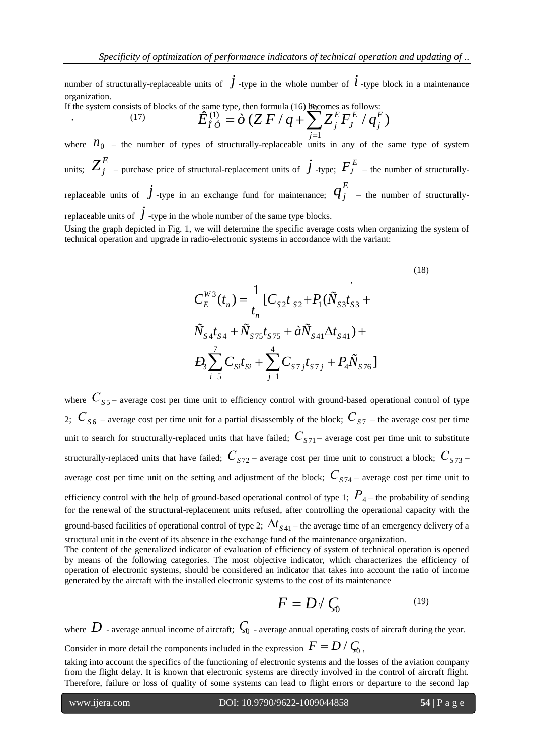number of structurally-replaceable units of $j$-type in the whole number of $i$-type block in a maintenance organization.

If the system consists of blocks of the same type, then formula (16) becomes as follows:

$$\hat{E}^{(1)}_{\hat{I}\hat{O}} = \grave{o}\,(Z\,F\,/\,q + \sum_{j=1}^{n_0} Z_j^E F_J^E \,/\, q_j^E) \qquad (17)$$

where $n_0$ – the number of types of structurally-replaceable units in any of the same type of system units; $Z_j^E$ – purchase price of structural-replacement units of $j$-type; $F_J^E$ – the number of structurally-replaceable units of $j$-type in an exchange fund for maintenance; $q_j^E$ – the number of structurally-replaceable units of $j$-type in the whole number of the same type blocks.

Using the graph depicted in Fig. 1, we will determine the specific average costs when organizing the system of technical operation and upgrade in radio-electronic systems in accordance with the variant:

$$C_E^{W3}(t_n) = \frac{1}{t_n}[C_{S2}t_{S2} + P_1(\tilde{N}_{S3}t_{S3} + \tilde{N}_{S4}t_{S4} + \tilde{N}_{S75}t_{S75} + \grave{a}\tilde{N}_{S41}\Delta t_{S41}) + Đ_3\sum_{i=5}^{7} C_{Si}t_{Si} + \sum_{j=1}^{4} C_{S7j}t_{S7j} + P_4\tilde{N}_{S76}] \qquad (18)$$

where $C_{S5}$ – average cost per time unit to efficiency control with ground-based operational control of type 2; $C_{S6}$ – average cost per time unit for a partial disassembly of the block; $C_{S7}$ – the average cost per time unit to search for structurally-replaced units that have failed; $C_{S71}$ – average cost per time unit to substitute structurally-replaced units that have failed; $C_{S72}$ – average cost per time unit to construct a block; $C_{S73}$ – average cost per time unit on the setting and adjustment of the block; $C_{S74}$ – average cost per time unit to efficiency control with the help of ground-based operational control of type 1; $P_4$ – the probability of sending for the renewal of the structural-replacement units refused, after controlling the operational capacity with the ground-based facilities of operational control of type 2; $\Delta t_{S41}$ – the average time of an emergency delivery of a structural unit in the event of its absence in the exchange fund of the maintenance organization.

The content of the generalized indicator of evaluation of efficiency of system of technical operation is opened by means of the following categories. The most objective indicator, which characterizes the efficiency of operation of electronic systems, should be considered an indicator that takes into account the ratio of income generated by the aircraft with the installed electronic systems to the cost of its maintenance

$$F = D\,/\,C_{s0} \qquad (19)$$

where $D$ - average annual income of aircraft; $C_{s0}$ - average annual operating costs of aircraft during the year.

Consider in more detail the components included in the expression $F = D\,/\,C_{s0}$,

taking into account the specifics of the functioning of electronic systems and the losses of the aviation company from the flight delay. It is known that electronic systems are directly involved in the control of aircraft flight. Therefore, failure or loss of quality of some systems can lead to flight errors or departure to the second lap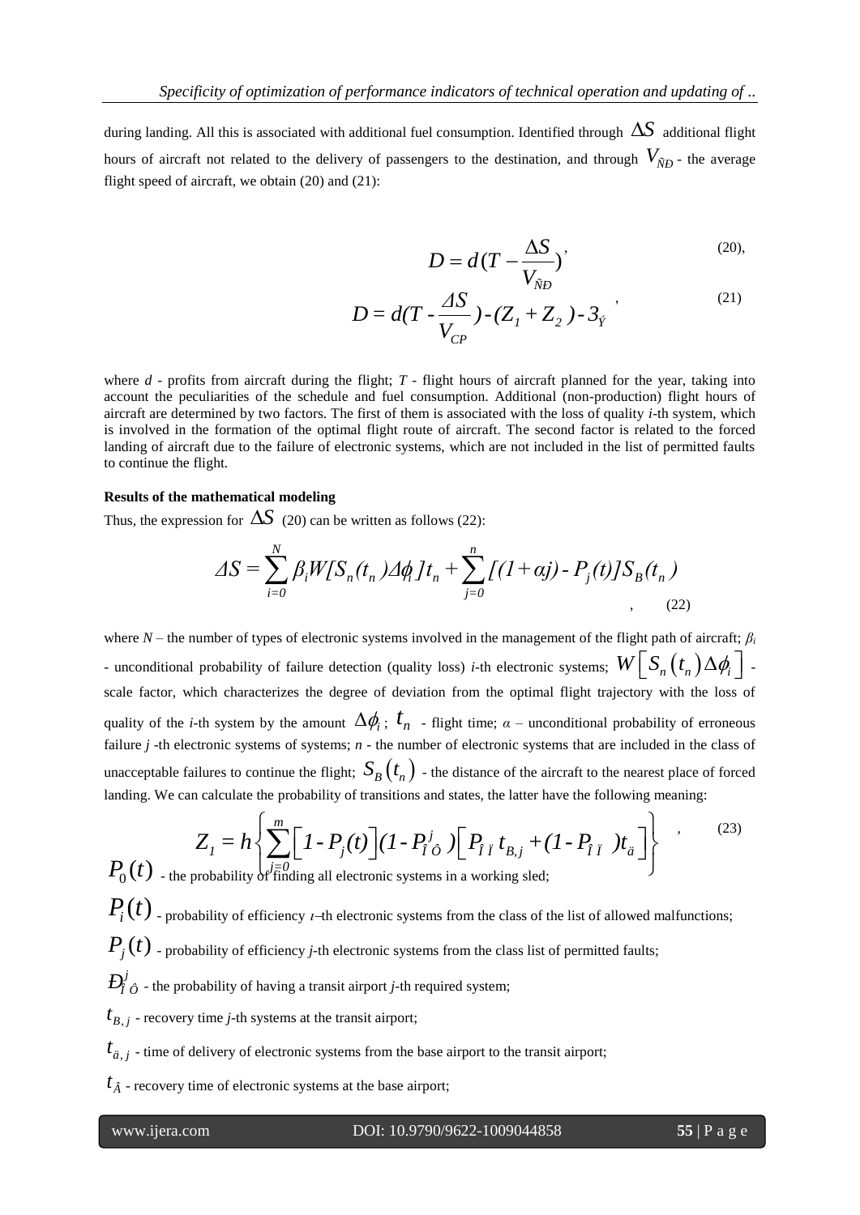during landing. All this is associated with additional fuel consumption. Identified through $\Delta S$ additional flight hours of aircraft not related to the delivery of passengers to the destination, and through $V_{\tilde{N}\tilde{D}}$ - the average flight speed of aircraft, we obtain (20) and (21):

$$D = d(T - \frac{\Delta S}{V_{\tilde{N}\tilde{D}}}), \quad (20),$$

$$D = d(T - \frac{\Delta S}{V_{CP}}) - (Z_1 + Z_2) - 3_{\acute{Y}}, \quad (21)$$

where *d* - profits from aircraft during the flight; *T* - flight hours of aircraft planned for the year, taking into account the peculiarities of the schedule and fuel consumption. Additional (non-production) flight hours of aircraft are determined by two factors. The first of them is associated with the loss of quality *i*-th system, which is involved in the formation of the optimal flight route of aircraft. The second factor is related to the forced landing of aircraft due to the failure of electronic systems, which are not included in the list of permitted faults to continue the flight.

**Results of the mathematical modeling**

Thus, the expression for $\Delta S$ (20) can be written as follows (22):

$$\Delta S = \sum_{i=0}^{N} \beta_i W[S_n(t_n)\Delta\phi_i]t_n + \sum_{j=0}^{n} [(1+\alpha j) - P_j(t)]S_B(t_n), \quad (22)$$

where *N* – the number of types of electronic systems involved in the management of the flight path of aircraft; $\beta_i$ - unconditional probability of failure detection (quality loss) *i*-th electronic systems; $W\left[S_n(t_n)\Delta\phi_i\right]$ - scale factor, which characterizes the degree of deviation from the optimal flight trajectory with the loss of quality of the *i*-th system by the amount $\Delta\phi_i$; $t_n$ - flight time; $\alpha$ – unconditional probability of erroneous failure *j* -th electronic systems of systems; *n* - the number of electronic systems that are included in the class of unacceptable failures to continue the flight; $S_B(t_n)$ - the distance of the aircraft to the nearest place of forced landing. We can calculate the probability of transitions and states, the latter have the following meaning:

$$Z_1 = h\left\{\sum_{j=0}^{m}\left[1 - P_j(t)\right](1 - P^j_{\hat{I}\hat{O}})\left[P_{\hat{I}\ddot{i}}\, t_{B,j} + (1 - P_{\hat{I}\ddot{i}})t_{\ddot{a}}\right]\right\}, \quad (23)$$

$P_0(t)$ - the probability of finding all electronic systems in a working sled;

$P_i(t)$ - probability of efficiency *ι*–th electronic systems from the class of the list of allowed malfunctions;

$P_j(t)$ - probability of efficiency *j*-th electronic systems from the class list of permitted faults;

$P^j_{\hat{I}\hat{O}}$ - the probability of having a transit airport *j*-th required system;

$t_{B,j}$ - recovery time *j*-th systems at the transit airport;

$t_{\ddot{a},j}$ - time of delivery of electronic systems from the base airport to the transit airport;

$t_{\hat{A}}$ - recovery time of electronic systems at the base airport;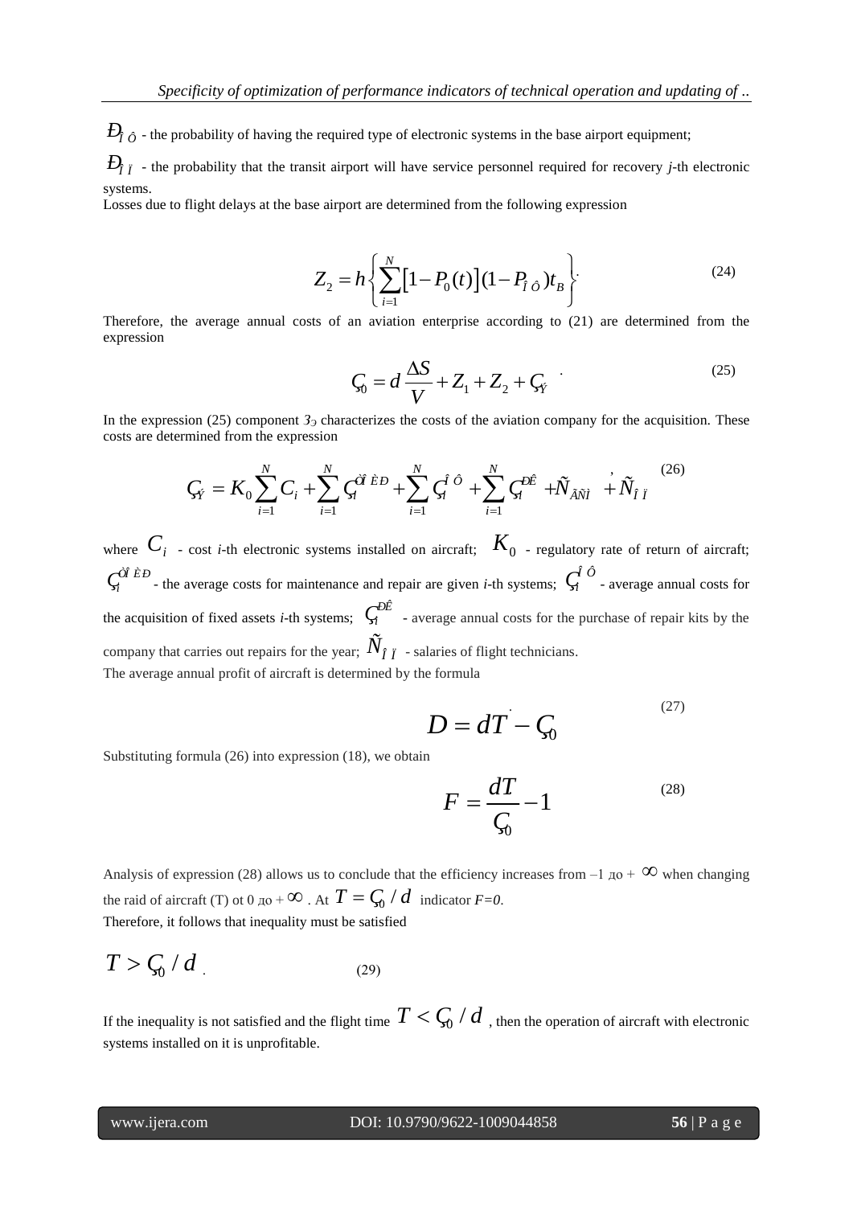$P_{ÎÔ}$ - the probability of having the required type of electronic systems in the base airport equipment;

$P_{ÎÏ}$ - the probability that the transit airport will have service personnel required for recovery *j*-th electronic systems.

Losses due to flight delays at the base airport are determined from the following expression

$$Z_2 = h\left\{\sum_{i=1}^{N}\left[1 - P_0(t)\right](1 - P_{ÎÔ})t_B\right\}. \tag{24}$$

Therefore, the average annual costs of an aviation enterprise according to (21) are determined from the expression

$$C_{\text{э}0} = d\,\frac{\Delta S}{V} + Z_1 + Z_2 + C_{\text{Э}} \;. \tag{25}$$

In the expression (25) component $З_Э$ characterizes the costs of the aviation company for the acquisition. These costs are determined from the expression

$$C_{\text{Э}} = K_0 \sum_{i=1}^{N} C_i + \sum_{i=1}^{N} C_{\text{э}i}^{ÒÎ ÈÐ} + \sum_{i=1}^{N} C_{\text{э}i}^{ÎÔ} + \sum_{i=1}^{N} C_{\text{э}i}^{ÐÊ} + \tilde{N}_{ÂÑÎ} + \tilde{N}_{ÎÏ} \tag{26}$$

where $C_i$ - cost *i*-th electronic systems installed on aircraft; $K_0$ - regulatory rate of return of aircraft; $C_{\text{э}i}^{ÒÎ ÈÐ}$ - the average costs for maintenance and repair are given *i*-th systems; $C_{\text{э}i}^{ÎÔ}$ - average annual costs for the acquisition of fixed assets *i*-th systems; $C_{\text{э}i}^{ÐÊ}$ - average annual costs for the purchase of repair kits by the company that carries out repairs for the year; $\tilde{N}_{ÎÏ}$ - salaries of flight technicians.

The average annual profit of aircraft is determined by the formula

$$D = dT - C_{\text{э}0} \tag{27}$$

Substituting formula (26) into expression (18), we obtain

$$F = \frac{dT}{C_{\text{э}0}} - 1 \tag{28}$$

Analysis of expression (28) allows us to conclude that the efficiency increases from –1 до + $\infty$ when changing the raid of aircraft (T) ot 0 до + $\infty$ . At $T = C_{\text{э}0}/d$ indicator $F=0$.

Therefore, it follows that inequality must be satisfied

$$T > C_{\text{э}0}/d \,. \tag{29}$$

If the inequality is not satisfied and the flight time $T < C_{\text{э}0}/d$ , then the operation of aircraft with electronic systems installed on it is unprofitable.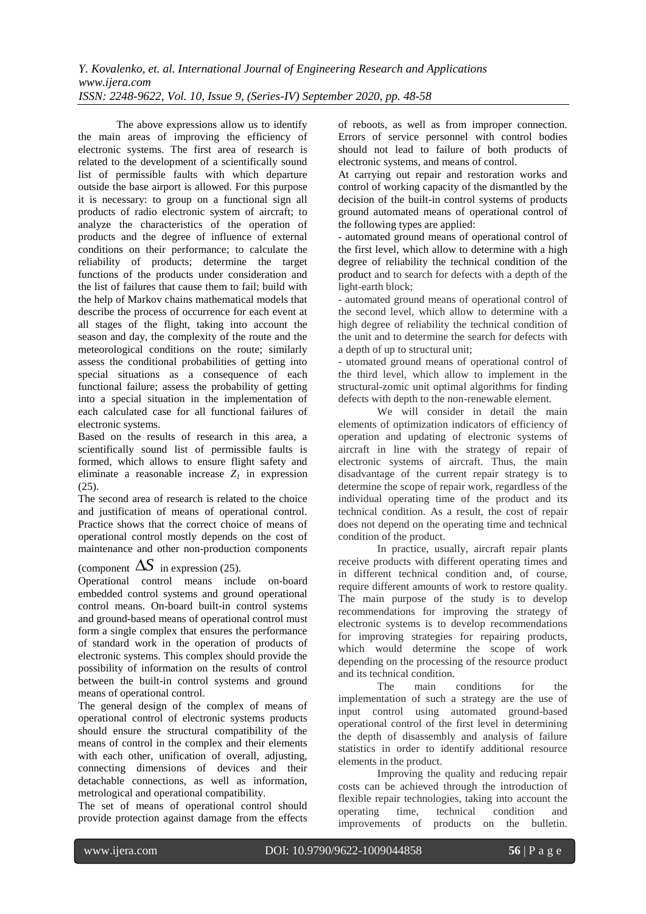The above expressions allow us to identify the main areas of improving the efficiency of electronic systems. The first area of research is related to the development of a scientifically sound list of permissible faults with which departure outside the base airport is allowed. For this purpose it is necessary: to group on a functional sign all products of radio electronic system of aircraft; to analyze the characteristics of the operation of products and the degree of influence of external conditions on their performance; to calculate the reliability of products; determine the target functions of the products under consideration and the list of failures that cause them to fail; build with the help of Markov chains mathematical models that describe the process of occurrence for each event at all stages of the flight, taking into account the season and day, the complexity of the route and the meteorological conditions on the route; similarly assess the conditional probabilities of getting into special situations as a consequence of each functional failure; assess the probability of getting into a special situation in the implementation of each calculated case for all functional failures of electronic systems.

Based on the results of research in this area, a scientifically sound list of permissible faults is formed, which allows to ensure flight safety and eliminate a reasonable increase $Z_1$ in expression (25).

The second area of research is related to the choice and justification of means of operational control. Practice shows that the correct choice of means of operational control mostly depends on the cost of maintenance and other non-production components (component $\Delta S$ in expression (25).

Operational control means include on-board embedded control systems and ground operational control means. On-board built-in control systems and ground-based means of operational control must form a single complex that ensures the performance of standard work in the operation of products of electronic systems. This complex should provide the possibility of information on the results of control between the built-in control systems and ground means of operational control.

The general design of the complex of means of operational control of electronic systems products should ensure the structural compatibility of the means of control in the complex and their elements with each other, unification of overall, adjusting, connecting dimensions of devices and their detachable connections, as well as information, metrological and operational compatibility.

The set of means of operational control should provide protection against damage from the effects of reboots, as well as from improper connection. Errors of service personnel with control bodies should not lead to failure of both products of electronic systems, and means of control.

At carrying out repair and restoration works and control of working capacity of the dismantled by the decision of the built-in control systems of products ground automated means of operational control of the following types are applied:

- automated ground means of operational control of the first level, which allow to determine with a high degree of reliability the technical condition of the product and to search for defects with a depth of the light-earth block;
- automated ground means of operational control of the second level, which allow to determine with a high degree of reliability the technical condition of the unit and to determine the search for defects with a depth of up to structural unit;
- utomated ground means of operational control of the third level, which allow to implement in the structural-zomic unit optimal algorithms for finding defects with depth to the non-renewable element.

We will consider in detail the main elements of optimization indicators of efficiency of operation and updating of electronic systems of aircraft in line with the strategy of repair of electronic systems of aircraft. Thus, the main disadvantage of the current repair strategy is to determine the scope of repair work, regardless of the individual operating time of the product and its technical condition. As a result, the cost of repair does not depend on the operating time and technical condition of the product.

In practice, usually, aircraft repair plants receive products with different operating times and in different technical condition and, of course, require different amounts of work to restore quality. The main purpose of the study is to develop recommendations for improving the strategy of electronic systems is to develop recommendations for improving strategies for repairing products, which would determine the scope of work depending on the processing of the resource product and its technical condition.

The main conditions for the implementation of such a strategy are the use of input control using automated ground-based operational control of the first level in determining the depth of disassembly and analysis of failure statistics in order to identify additional resource elements in the product.

Improving the quality and reducing repair costs can be achieved through the introduction of flexible repair technologies, taking into account the operating time, technical condition and improvements of products on the bulletin.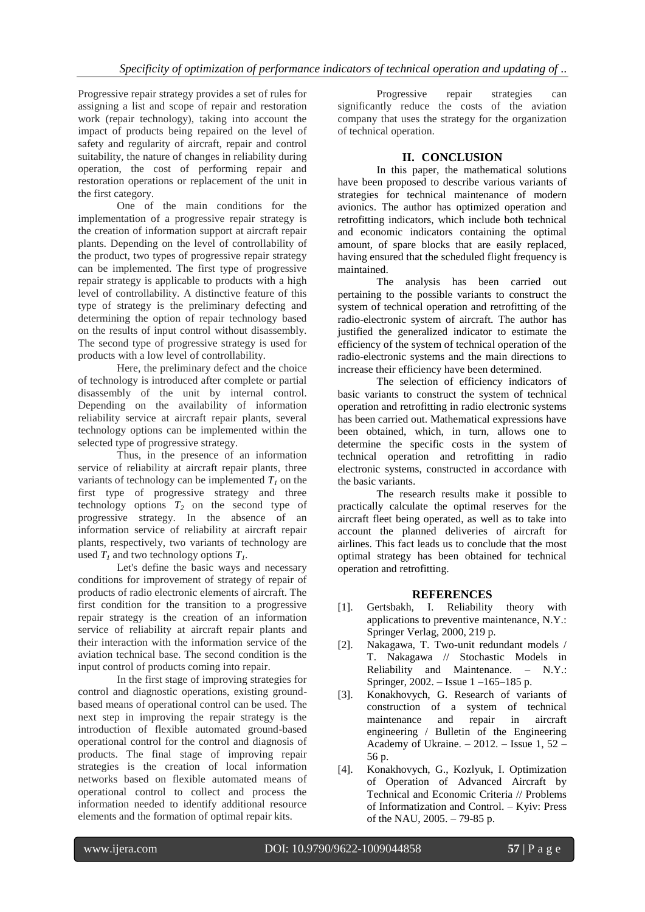Progressive repair strategy provides a set of rules for assigning a list and scope of repair and restoration work (repair technology), taking into account the impact of products being repaired on the level of safety and regularity of aircraft, repair and control suitability, the nature of changes in reliability during operation, the cost of performing repair and restoration operations or replacement of the unit in the first category.

One of the main conditions for the implementation of a progressive repair strategy is the creation of information support at aircraft repair plants. Depending on the level of controllability of the product, two types of progressive repair strategy can be implemented. The first type of progressive repair strategy is applicable to products with a high level of controllability. A distinctive feature of this type of strategy is the preliminary defecting and determining the option of repair technology based on the results of input control without disassembly. The second type of progressive strategy is used for products with a low level of controllability.

Here, the preliminary defect and the choice of technology is introduced after complete or partial disassembly of the unit by internal control. Depending on the availability of information reliability service at aircraft repair plants, several technology options can be implemented within the selected type of progressive strategy.

Thus, in the presence of an information service of reliability at aircraft repair plants, three variants of technology can be implemented $T_1$ on the first type of progressive strategy and three technology options $T_2$ on the second type of progressive strategy. In the absence of an information service of reliability at aircraft repair plants, respectively, two variants of technology are used $T_1$ and two technology options $T_1$.

Let's define the basic ways and necessary conditions for improvement of strategy of repair of products of radio electronic elements of aircraft. The first condition for the transition to a progressive repair strategy is the creation of an information service of reliability at aircraft repair plants and their interaction with the information service of the aviation technical base. The second condition is the input control of products coming into repair.

In the first stage of improving strategies for control and diagnostic operations, existing ground-based means of operational control can be used. The next step in improving the repair strategy is the introduction of flexible automated ground-based operational control for the control and diagnosis of products. The final stage of improving repair strategies is the creation of local information networks based on flexible automated means of operational control to collect and process the information needed to identify additional resource elements and the formation of optimal repair kits.

Progressive repair strategies can significantly reduce the costs of the aviation company that uses the strategy for the organization of technical operation.

## II. CONCLUSION

In this paper, the mathematical solutions have been proposed to describe various variants of strategies for technical maintenance of modern avionics. The author has optimized operation and retrofitting indicators, which include both technical and economic indicators containing the optimal amount, of spare blocks that are easily replaced, having ensured that the scheduled flight frequency is maintained.

The analysis has been carried out pertaining to the possible variants to construct the system of technical operation and retrofitting of the radio-electronic system of aircraft. The author has justified the generalized indicator to estimate the efficiency of the system of technical operation of the radio-electronic systems and the main directions to increase their efficiency have been determined.

The selection of efficiency indicators of basic variants to construct the system of technical operation and retrofitting in radio electronic systems has been carried out. Mathematical expressions have been obtained, which, in turn, allows one to determine the specific costs in the system of technical operation and retrofitting in radio electronic systems, constructed in accordance with the basic variants.

The research results make it possible to practically calculate the optimal reserves for the aircraft fleet being operated, as well as to take into account the planned deliveries of aircraft for airlines. This fact leads us to conclude that the most optimal strategy has been obtained for technical operation and retrofitting.

## REFERENCES

[1]. Gertsbakh, I. Reliability theory with applications to preventive maintenance, N.Y.: Springer Verlag, 2000, 219 p.

[2]. Nakagawa, T. Two-unit redundant models / T. Nakagawa // Stochastic Models in Reliability and Maintenance. – N.Y.: Springer, 2002. – Issue 1 –165–185 p.

[3]. Konakhovych, G. Research of variants of construction of a system of technical maintenance and repair in aircraft engineering / Bulletin of the Engineering Academy of Ukraine. – 2012. – Issue 1, 52 – 56 p.

[4]. Konakhovych, G., Kozlyuk, I. Optimization of Operation of Advanced Aircraft by Technical and Economic Criteria // Problems of Informatization and Control. – Kyiv: Press of the NAU, 2005. – 79-85 p.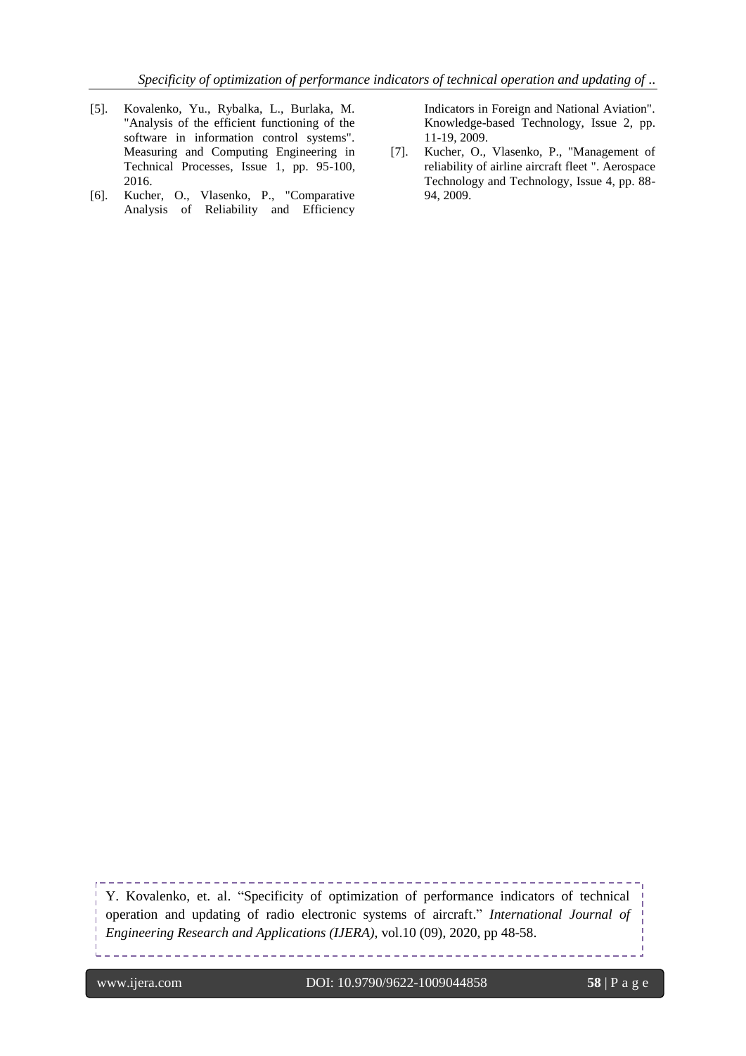[5]. Kovalenko, Yu., Rybalka, L., Burlaka, M. "Analysis of the efficient functioning of the software in information control systems". Measuring and Computing Engineering in Technical Processes, Issue 1, pp. 95-100, 2016.

[6]. Kucher, O., Vlasenko, P., "Comparative Analysis of Reliability and Efficiency Indicators in Foreign and National Aviation". Knowledge-based Technology, Issue 2, pp. 11-19, 2009.

[7]. Kucher, O., Vlasenko, P., "Management of reliability of airline aircraft fleet ". Aerospace Technology and Technology, Issue 4, pp. 88-94, 2009.

Y. Kovalenko, et. al. "Specificity of optimization of performance indicators of technical operation and updating of radio electronic systems of aircraft." *International Journal of Engineering Research and Applications (IJERA)*, vol.10 (09), 2020, pp 48-58.